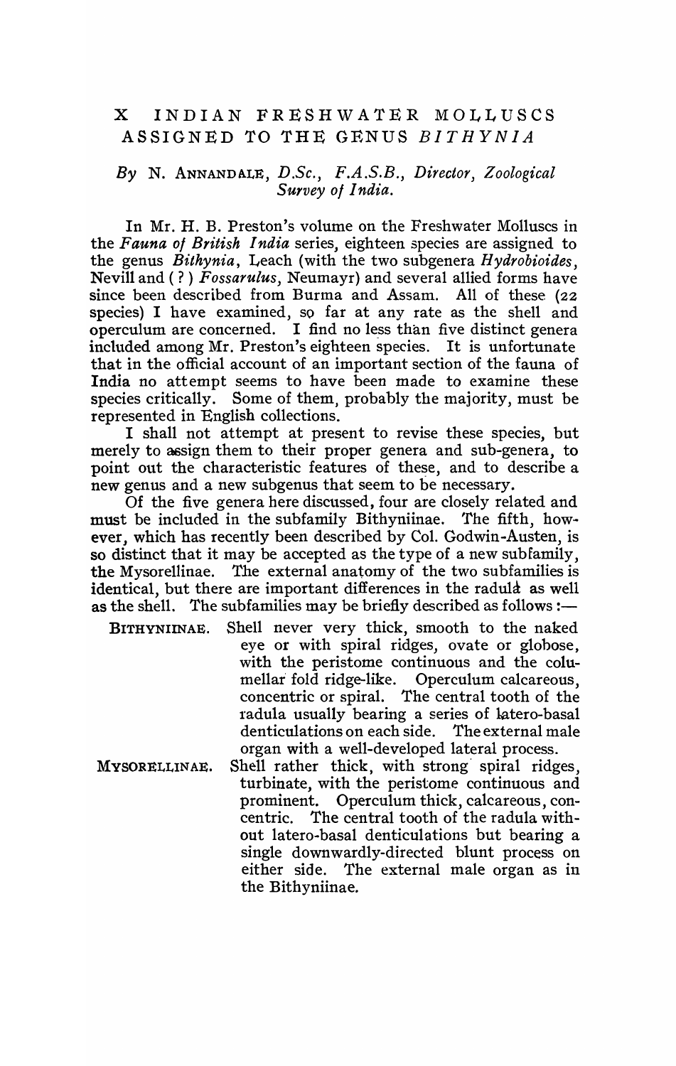# X INDIAN FRESHWATER MOLLUSCS ASSIGNED TO THE GENUS *BITHYNIA*

*By* N. ANNANDALE, *D.Sc., F.A.S.B., Director, Zoological Survey of India.*

In Mr. H. B. Preston's volume on the Freshwater Molluscs in the *Fauna of British India* series, eighteen species are assigned to the genus *Bithynia*, Leach (with the two subgenera *Hydrobioides*, Nevill and (?) *Fossarulus*, Neumayr) and several allied forms have since been described from Burma and Assam. All of these (22 species) I have examined, so far at any rate as the shell and operculum are concerned. I find no less than five distinct genera included among Mr. Preston's eighteen species. It is unfortunate that in the official account of an important section of the fauna of India no attempt seems to have been made to examine these species critically. Some of them, probably the majority, must be represented in English collections.

I shall not attempt at present to revise these species, but merely to assign them to their proper genera and sub-genera, to point out the characteristic features of these, and to describe a new genus and a new subgenus that seem to be necessary.

Of the five genera here discussed, four are closely related and must be included in the subfamily Bithyniinae. The fifth, however, which has recently been described by Col. Godwin-Austen, is so distinct that it may be accepted as the type of a new subfamily, the Mysorellinae. The external anatomy of the two subfamilies is identical, but there are important differences in the radula as well as the shell. The subfamilies may be briefly described as follows:—

BITHYNIINAE. Shell never very thick, smooth to the naked eye or with spiral ridges, ovate or globose, with the peristome continuous and the columellar fold ridge-like. Operculum calcareous, concentric or spiral. The central tooth of the radula usually bearing a series of latero-basal denticulations on each side. The external male organ with a well-developed lateral process.

MYSORELLINAE. Shell rather thick, with strong spiral ridges, turbinate, with the peristome continuous and prominent. Operculum thick, calcareous, concentric. The central tooth of the radula without latero-basal denticulations but bearing a single downwardly-directed blunt process on either side. The external male organ as in the Bithyniinae.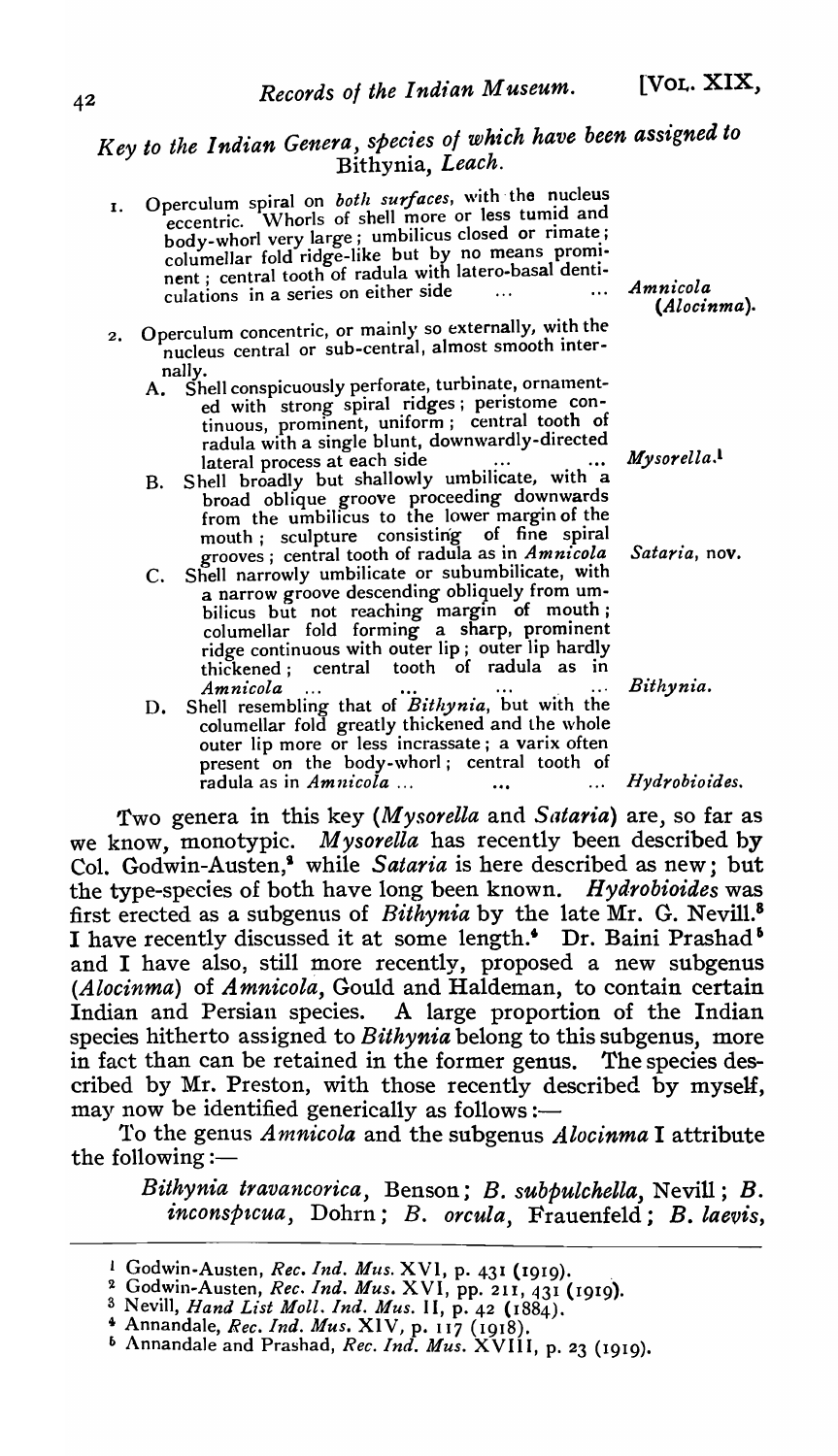## *Key to the Indian Genera, species of which have been assigned to* Bithynia, *Leach.*

1. Operculum spiral on *both surfaces*, with the nucleus eccentric. Whorls of shell more or less tumid and body-whorl very large; umbilicus closed or rimate; columellar fold ridge-like but by no means prominent; central tooth of radula with latero-basal denticulations in a series on either side ... ... *Amnicola* (*Alocinma*).

2. Operculum concentric, or mainly so externally, with the nucleus central or sub-central, almost smooth internally.

   A. Shell conspicuously perforate, turbinate, ornamented with strong spiral ridges; peristome continuous, prominent, uniform; central tooth of radula with a single blunt, downwardly-directed lateral process at each side ... ... *Mysorella*.[1]

   B. Shell broadly but shallowly umbilicate, with a broad oblique groove proceeding downwards from the umbilicus to the lower margin of the mouth; sculpture consisting of fine spiral grooves; central tooth of radula as in *Amnicola* *Sataria*, nov.

   C. Shell narrowly umbilicate or subumbilicate, with a narrow groove descending obliquely from umbilicus but not reaching margin of mouth; columellar fold forming a sharp, prominent ridge continuous with outer lip; outer lip hardly thickened; central tooth of radula as in *Amnicola* ... ... ... ... *Bithynia*.

   D. Shell resembling that of *Bithynia*, but with the columellar fold greatly thickened and the whole outer lip more or less incrassate; a varix often present on the body-whorl; central tooth of radula as in *Amnicola* ... ... ... *Hydrobioides*.

Two genera in this key (*Mysorella* and *Sataria*) are, so far as we know, monotypic. *Mysorella* has recently been described by Col. Godwin-Austen,[2] while *Sataria* is here described as new; but the type-species of both have long been known. *Hydrobioides* was first erected as a subgenus of *Bithynia* by the late Mr. G. Nevill.[3] I have recently discussed it at some length.[4] Dr. Baini Prashad[5] and I have also, still more recently, proposed a new subgenus (*Alocinma*) of *Amnicola*, Gould and Haldeman, to contain certain Indian and Persian species. A large proportion of the Indian species hitherto assigned to *Bithynia* belong to this subgenus, more in fact than can be retained in the former genus. The species described by Mr. Preston, with those recently described by myself, may now be identified generically as follows:—

To the genus *Amnicola* and the subgenus *Alocinma* I attribute the following:—

> *Bithynia travancorica*, Benson; *B. subpulchella*, Nevill; *B. inconspicua*, Dohrn; *B. orcula*, Frauenfeld; *B. laevis*,

---

[1] Godwin-Austen, *Rec. Ind. Mus.* XVI, p. 431 (1919).

[2] Godwin-Austen, *Rec. Ind. Mus.* XVI, pp. 211, 431 (1919).

[3] Nevill, *Hand List Moll. Ind. Mus.* II, p. 42 (1884).

[4] Annandale, *Rec. Ind. Mus.* XIV, p. 117 (1918).

[5] Annandale and Prashad, *Rec. Ind. Mus.* XVIII, p. 23 (1919).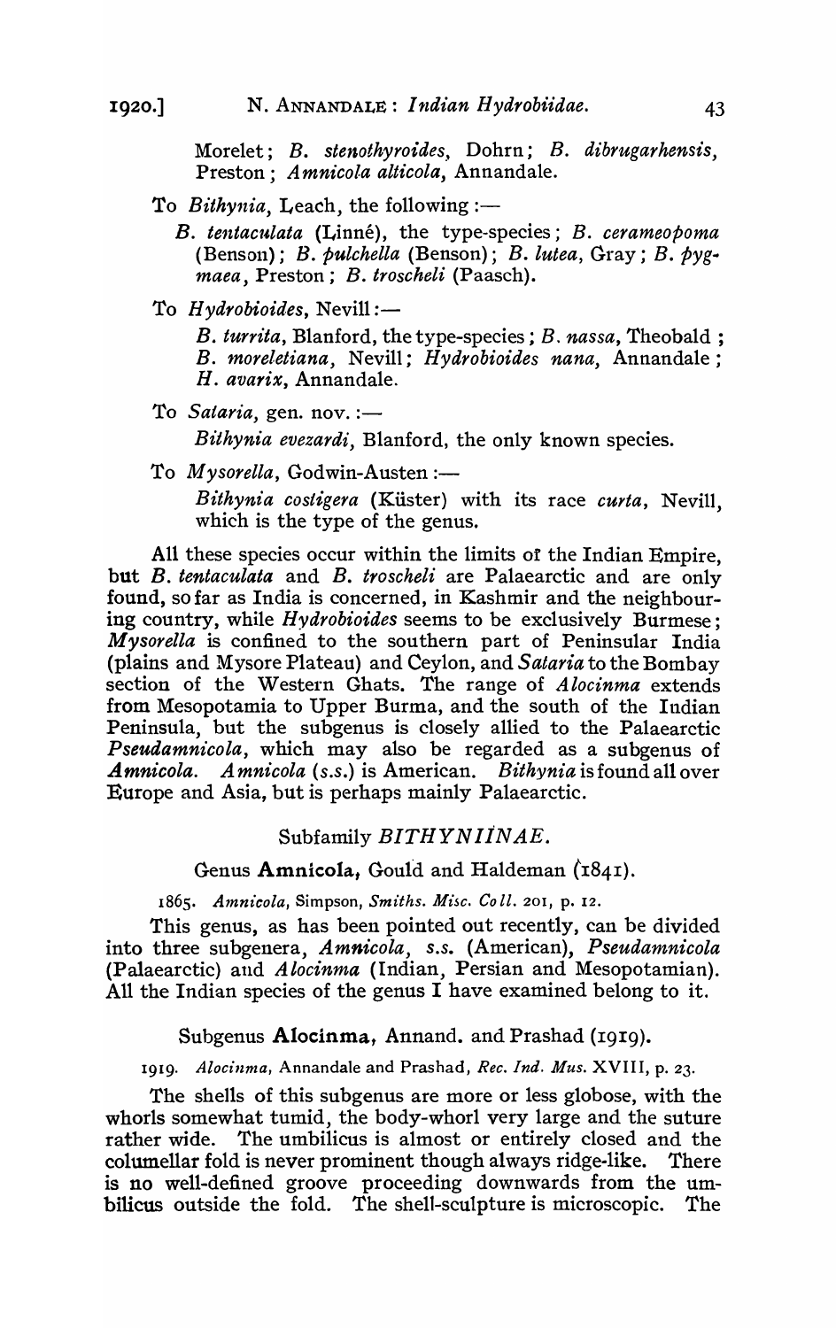Morelet; *B. stenothyroides*, Dohrn; *B. dibrugarhensis*, Preston; *Amnicola alticola*, Annandale.

To *Bithynia*, Leach, the following :—

*B. tentaculata* (Linné), the type-species; *B. cerameopoma* (Benson); *B. pulchella* (Benson); *B. lutea*, Gray; *B. pygmaea*, Preston; *B. troscheli* (Paasch).

To *Hydrobioides*, Nevill :—

*B. turrita*, Blanford, the type-species; *B. nassa*, Theobald; *B. moreletiana*, Nevill; *Hydrobioides nana*, Annandale; *H. avarix*, Annandale.

To *Sataria*, gen. nov. :—

*Bithynia evezardi*, Blanford, the only known species.

To *Mysorella*, Godwin-Austen :—

*Bithynia costigera* (Küster) with its race *curta*, Nevill, which is the type of the genus.

All these species occur within the limits of the Indian Empire, but *B. tentaculata* and *B. troscheli* are Palaearctic and are only found, so far as India is concerned, in Kashmir and the neighbouring country, while *Hydrobioides* seems to be exclusively Burmese; *Mysorella* is confined to the southern part of Peninsular India (plains and Mysore Plateau) and Ceylon, and *Sataria* to the Bombay section of the Western Ghats. The range of *Alocinma* extends from Mesopotamia to Upper Burma, and the south of the Indian Peninsula, but the subgenus is closely allied to the Palaearctic *Pseudamnicola*, which may also be regarded as a subgenus of *Amnicola*. *Amnicola* (*s.s.*) is American. *Bithynia* is found all over Europe and Asia, but is perhaps mainly Palaearctic.

## Subfamily *BITHYNIINAE*.

### Genus **Amnicola**, Gould and Haldeman (1841).

1865. *Amnicola*, Simpson, *Smiths. Misc. Coll.* 201, p. 12.

This genus, as has been pointed out recently, can be divided into three subgenera, *Amnicola*, *s.s.* (American), *Pseudamnicola* (Palaearctic) and *Alocinma* (Indian, Persian and Mesopotamian). All the Indian species of the genus I have examined belong to it.

### Subgenus **Alocinma**, Annand. and Prashad (1919).

1919. *Alocinma*, Annandale and Prashad, *Rec. Ind. Mus.* XVIII, p. 23.

The shells of this subgenus are more or less globose, with the whorls somewhat tumid, the body-whorl very large and the suture rather wide. The umbilicus is almost or entirely closed and the columellar fold is never prominent though always ridge-like. There is no well-defined groove proceeding downwards from the umbilicus outside the fold. The shell-sculpture is microscopic. The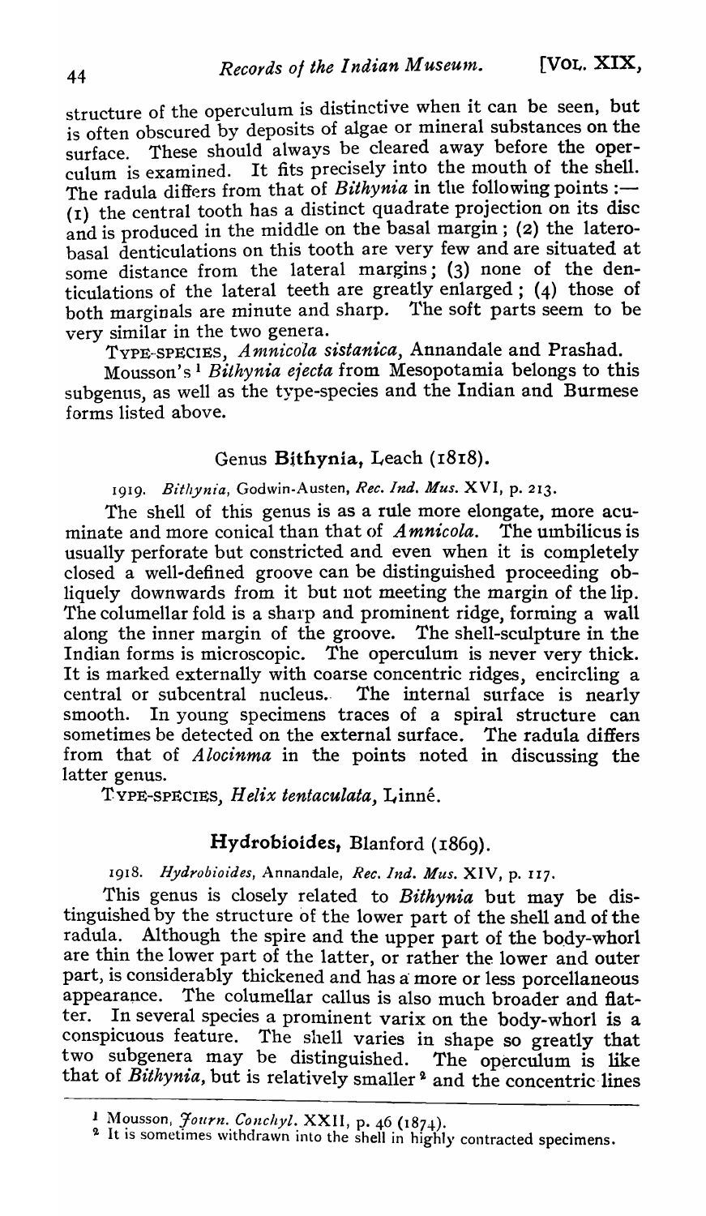structure of the operculum is distinctive when it can be seen, but is often obscured by deposits of algae or mineral substances on the surface. These should always be cleared away before the operculum is examined. It fits precisely into the mouth of the shell. The radula differs from that of *Bithynia* in the following points :— (1) the central tooth has a distinct quadrate projection on its disc and is produced in the middle on the basal margin; (2) the latero-basal denticulations on this tooth are very few and are situated at some distance from the lateral margins; (3) none of the denticulations of the lateral teeth are greatly enlarged; (4) those of both marginals are minute and sharp. The soft parts seem to be very similar in the two genera.

TYPE-SPECIES, *Amnicola sistanica*, Annandale and Prashad.

Mousson's[1] *Bithynia ejecta* from Mesopotamia belongs to this subgenus, as well as the type-species and the Indian and Burmese forms listed above.

## Genus **Bithynia**, Leach (1818).

1919. *Bithynia*, Godwin-Austen, *Rec. Ind. Mus.* XVI, p. 213.

The shell of this genus is as a rule more elongate, more acuminate and more conical than that of *Amnicola*. The umbilicus is usually perforate but constricted and even when it is completely closed a well-defined groove can be distinguished proceeding obliquely downwards from it but not meeting the margin of the lip. The columellar fold is a sharp and prominent ridge, forming a wall along the inner margin of the groove. The shell-sculpture in the Indian forms is microscopic. The operculum is never very thick. It is marked externally with coarse concentric ridges, encircling a central or subcentral nucleus. The internal surface is nearly smooth. In young specimens traces of a spiral structure can sometimes be detected on the external surface. The radula differs from that of *Alocinma* in the points noted in discussing the latter genus.

TYPE-SPECIES, *Helix tentaculata*, Linné.

## **Hydrobioides**, Blanford (1869).

1918. *Hydrobioides*, Annandale, *Rec. Ind. Mus.* XIV, p. 117.

This genus is closely related to *Bithynia* but may be distinguished by the structure of the lower part of the shell and of the radula. Although the spire and the upper part of the body-whorl are thin the lower part of the latter, or rather the lower and outer part, is considerably thickened and has a more or less porcellaneous appearance. The columellar callus is also much broader and flatter. In several species a prominent varix on the body-whorl is a conspicuous feature. The shell varies in shape so greatly that two subgenera may be distinguished. The operculum is like that of *Bithynia*, but is relatively smaller[2] and the concentric lines

---

[1] Mousson, *Journ. Conchyl.* XXII, p. 46 (1874).

[2] It is sometimes withdrawn into the shell in highly contracted specimens.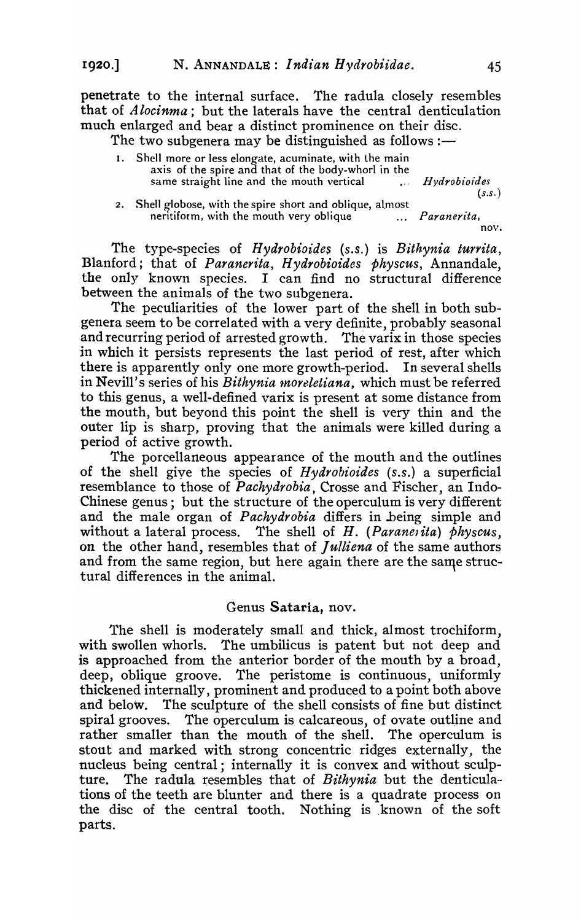penetrate to the internal surface. The radula closely resembles that of *Alocinma*; but the laterals have the central denticulation much enlarged and bear a distinct prominence on their disc.

The two subgenera may be distinguished as follows :—

1. Shell more or less elongate, acuminate, with the main axis of the spire and that of the body-whorl in the same straight line and the mouth vertical ... *Hydrobioides* (*s.s.*)
2. Shell globose, with the spire short and oblique, almost neritiform, with the mouth very oblique ... *Paranerita*, nov.

The type-species of *Hydrobioides* (*s.s.*) is *Bithynia turrita*, Blanford; that of *Paranerita*, *Hydrobioides physcus*, Annandale, the only known species. I can find no structural difference between the animals of the two subgenera.

The peculiarities of the lower part of the shell in both subgenera seem to be correlated with a very definite, probably seasonal and recurring period of arrested growth. The varix in those species in which it persists represents the last period of rest, after which there is apparently only one more growth-period. In several shells in Nevill's series of his *Bithynia moreletiana*, which must be referred to this genus, a well-defined varix is present at some distance from the mouth, but beyond this point the shell is very thin and the outer lip is sharp, proving that the animals were killed during a period of active growth.

The porcellaneous appearance of the mouth and the outlines of the shell give the species of *Hydrobioides* (*s.s.*) a superficial resemblance to those of *Pachydrobia*, Crosse and Fischer, an Indo-Chinese genus; but the structure of the operculum is very different and the male organ of *Pachydrobia* differs in being simple and without a lateral process. The shell of *H.* (*Paranerita*) *physcus*, on the other hand, resembles that of *Julliena* of the same authors and from the same region, but here again there are the same structural differences in the animal.

## Genus **Sataria**, nov.

The shell is moderately small and thick, almost trochiform, with swollen whorls. The umbilicus is patent but not deep and is approached from the anterior border of the mouth by a broad, deep, oblique groove. The peristome is continuous, uniformly thickened internally, prominent and produced to a point both above and below. The sculpture of the shell consists of fine but distinct spiral grooves. The operculum is calcareous, of ovate outline and rather smaller than the mouth of the shell. The operculum is stout and marked with strong concentric ridges externally, the nucleus being central; internally it is convex and without sculpture. The radula resembles that of *Bithynia* but the denticulations of the teeth are blunter and there is a quadrate process on the disc of the central tooth. Nothing is known of the soft parts.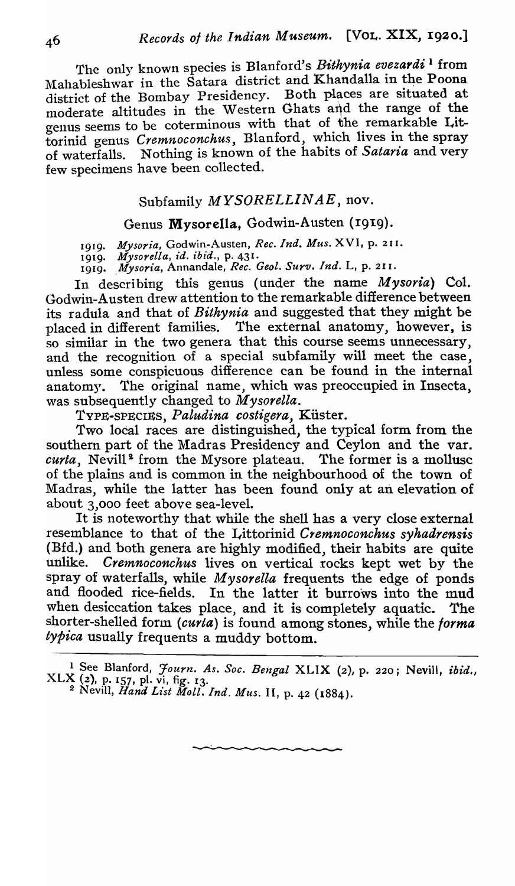The only known species is Blanford's *Bithynia evezardi* [1] from Mahableshwar in the Satara district and Khandalla in the Poona district of the Bombay Presidency. Both places are situated at moderate altitudes in the Western Ghats and the range of the genus seems to be coterminous with that of the remarkable Littorinid genus *Cremnoconchus*, Blanford, which lives in the spray of waterfalls. Nothing is known of the habits of *Sataria* and very few specimens have been collected.

## Subfamily *MYSORELLINAE*, nov.

### Genus **Mysorella**, Godwin-Austen (1919).

1919. *Mysoria*, Godwin-Austen, *Rec. Ind. Mus.* XVI, p. 211.
1919. *Mysorella*, *id. ibid.*, p. 431.
1919. *Mysoria*, Annandale, *Rec. Geol. Surv. Ind.* L, p. 211.

In describing this genus (under the name *Mysoria*) Col. Godwin-Austen drew attention to the remarkable difference between its radula and that of *Bithynia* and suggested that they might be placed in different families. The external anatomy, however, is so similar in the two genera that this course seems unnecessary, and the recognition of a special subfamily will meet the case, unless some conspicuous difference can be found in the internal anatomy. The original name, which was preoccupied in Insecta, was subsequently changed to *Mysorella*.

TYPE-SPECIES, *Paludina costigera*, Küster.

Two local races are distinguished, the typical form from the southern part of the Madras Presidency and Ceylon and the var. *curta*, Nevill [2] from the Mysore plateau. The former is a mollusc of the plains and is common in the neighbourhood of the town of Madras, while the latter has been found only at an elevation of about 3,000 feet above sea-level.

It is noteworthy that while the shell has a very close external resemblance to that of the Littorinid *Cremnoconchus syhadrensis* (Bfd.) and both genera are highly modified, their habits are quite unlike. *Cremnoconchus* lives on vertical rocks kept wet by the spray of waterfalls, while *Mysorella* frequents the edge of ponds and flooded rice-fields. In the latter it burrows into the mud when desiccation takes place, and it is completely aquatic. The shorter-shelled form (*curta*) is found among stones, while the *forma typica* usually frequents a muddy bottom.

---

[1] See Blanford, *Journ. As. Soc. Bengal* XLIX (2), p. 220; Nevill, *ibid.*, XLX (2), p. 157, pl. vi, fig. 13.

[2] Nevill, *Hand List Moll. Ind. Mus.* II, p. 42 (1884).